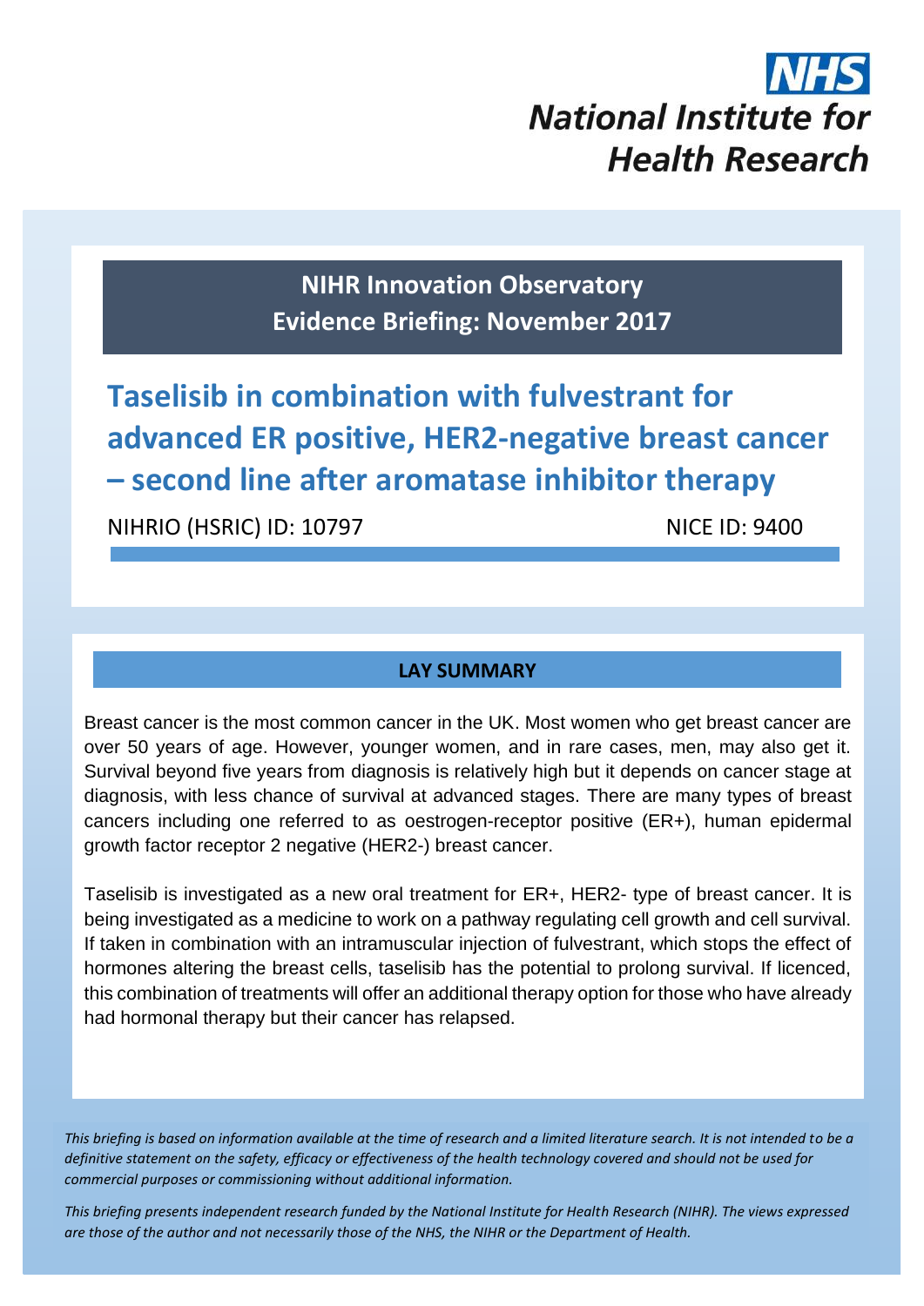NHS
National Institute for Health Research

**NIHR Innovation Observatory**
**Evidence Briefing: November 2017**

# Taselisib in combination with fulvestrant for advanced ER positive, HER2-negative breast cancer – second line after aromatase inhibitor therapy

NIHRIO (HSRIC) ID: 10797

NICE ID: 9400

## LAY SUMMARY

Breast cancer is the most common cancer in the UK. Most women who get breast cancer are over 50 years of age. However, younger women, and in rare cases, men, may also get it. Survival beyond five years from diagnosis is relatively high but it depends on cancer stage at diagnosis, with less chance of survival at advanced stages. There are many types of breast cancers including one referred to as oestrogen-receptor positive (ER+), human epidermal growth factor receptor 2 negative (HER2-) breast cancer.

Taselisib is investigated as a new oral treatment for ER+, HER2- type of breast cancer. It is being investigated as a medicine to work on a pathway regulating cell growth and cell survival. If taken in combination with an intramuscular injection of fulvestrant, which stops the effect of hormones altering the breast cells, taselisib has the potential to prolong survival. If licenced, this combination of treatments will offer an additional therapy option for those who have already had hormonal therapy but their cancer has relapsed.

*This briefing is based on information available at the time of research and a limited literature search. It is not intended to be a definitive statement on the safety, efficacy or effectiveness of the health technology covered and should not be used for commercial purposes or commissioning without additional information.*

*This briefing presents independent research funded by the National Institute for Health Research (NIHR). The views expressed are those of the author and not necessarily those of the NHS, the NIHR or the Department of Health.*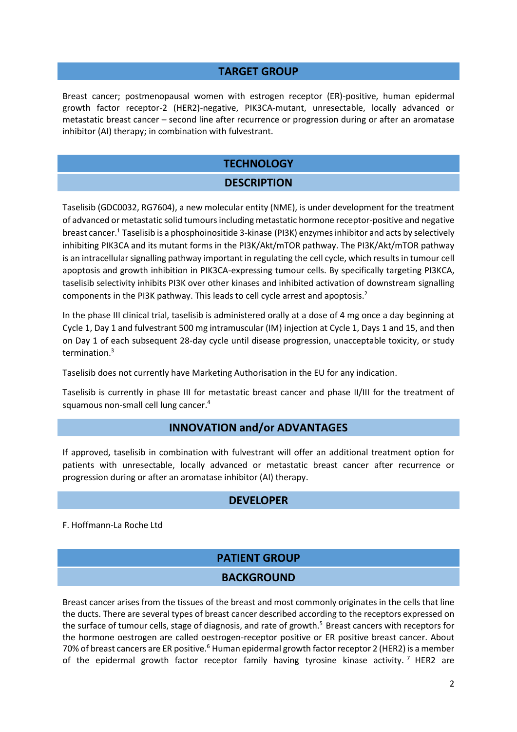## TARGET GROUP

Breast cancer; postmenopausal women with estrogen receptor (ER)-positive, human epidermal growth factor receptor-2 (HER2)-negative, PIK3CA-mutant, unresectable, locally advanced or metastatic breast cancer – second line after recurrence or progression during or after an aromatase inhibitor (AI) therapy; in combination with fulvestrant.

## TECHNOLOGY

### DESCRIPTION

Taselisib (GDC0032, RG7604), a new molecular entity (NME), is under development for the treatment of advanced or metastatic solid tumours including metastatic hormone receptor-positive and negative breast cancer.[1] Taselisib is a phosphoinositide 3-kinase (PI3K) enzymes inhibitor and acts by selectively inhibiting PIK3CA and its mutant forms in the PI3K/Akt/mTOR pathway. The PI3K/Akt/mTOR pathway is an intracellular signalling pathway important in regulating the cell cycle, which results in tumour cell apoptosis and growth inhibition in PIK3CA-expressing tumour cells. By specifically targeting PI3KCA, taselisib selectivity inhibits PI3K over other kinases and inhibited activation of downstream signalling components in the PI3K pathway. This leads to cell cycle arrest and apoptosis.[2]

In the phase III clinical trial, taselisib is administered orally at a dose of 4 mg once a day beginning at Cycle 1, Day 1 and fulvestrant 500 mg intramuscular (IM) injection at Cycle 1, Days 1 and 15, and then on Day 1 of each subsequent 28-day cycle until disease progression, unacceptable toxicity, or study termination.[3]

Taselisib does not currently have Marketing Authorisation in the EU for any indication.

Taselisib is currently in phase III for metastatic breast cancer and phase II/III for the treatment of squamous non-small cell lung cancer.[4]

### INNOVATION and/or ADVANTAGES

If approved, taselisib in combination with fulvestrant will offer an additional treatment option for patients with unresectable, locally advanced or metastatic breast cancer after recurrence or progression during or after an aromatase inhibitor (AI) therapy.

### DEVELOPER

F. Hoffmann-La Roche Ltd

## PATIENT GROUP

### BACKGROUND

Breast cancer arises from the tissues of the breast and most commonly originates in the cells that line the ducts. There are several types of breast cancer described according to the receptors expressed on the surface of tumour cells, stage of diagnosis, and rate of growth.[5] Breast cancers with receptors for the hormone oestrogen are called oestrogen-receptor positive or ER positive breast cancer. About 70% of breast cancers are ER positive.[6] Human epidermal growth factor receptor 2 (HER2) is a member of the epidermal growth factor receptor family having tyrosine kinase activity.[7] HER2 are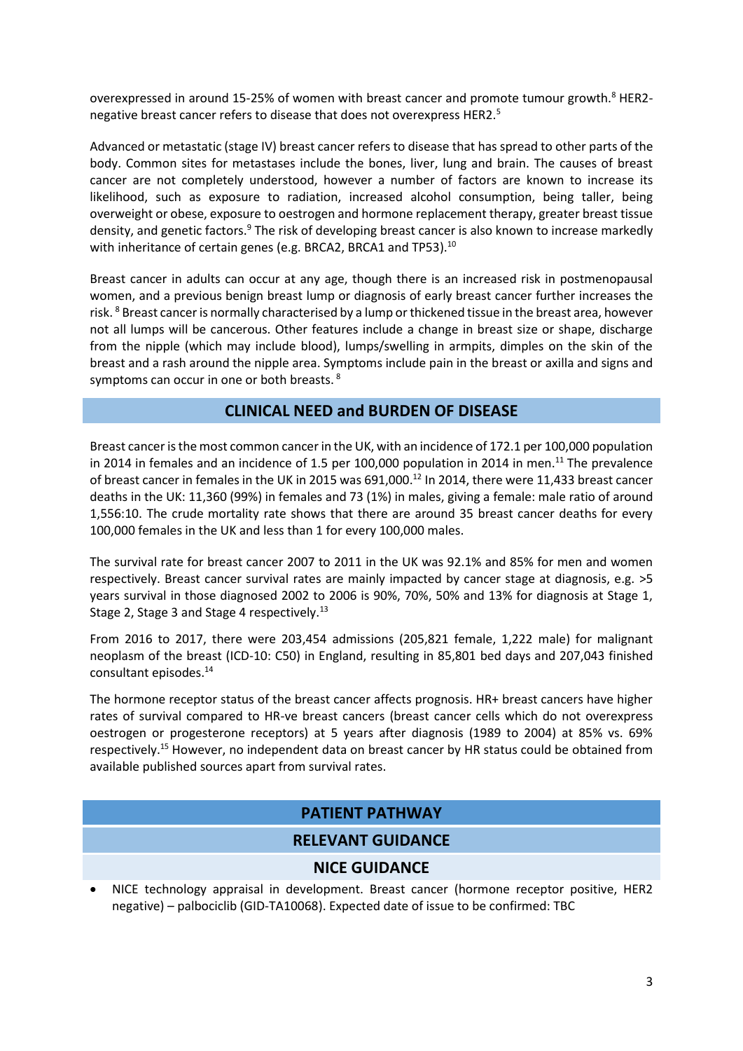overexpressed in around 15-25% of women with breast cancer and promote tumour growth.[8] HER2-negative breast cancer refers to disease that does not overexpress HER2.[5]

Advanced or metastatic (stage IV) breast cancer refers to disease that has spread to other parts of the body. Common sites for metastases include the bones, liver, lung and brain. The causes of breast cancer are not completely understood, however a number of factors are known to increase its likelihood, such as exposure to radiation, increased alcohol consumption, being taller, being overweight or obese, exposure to oestrogen and hormone replacement therapy, greater breast tissue density, and genetic factors.[9] The risk of developing breast cancer is also known to increase markedly with inheritance of certain genes (e.g. BRCA2, BRCA1 and TP53).[10]

Breast cancer in adults can occur at any age, though there is an increased risk in postmenopausal women, and a previous benign breast lump or diagnosis of early breast cancer further increases the risk. [8] Breast cancer is normally characterised by a lump or thickened tissue in the breast area, however not all lumps will be cancerous. Other features include a change in breast size or shape, discharge from the nipple (which may include blood), lumps/swelling in armpits, dimples on the skin of the breast and a rash around the nipple area. Symptoms include pain in the breast or axilla and signs and symptoms can occur in one or both breasts. [8]

## CLINICAL NEED and BURDEN OF DISEASE

Breast cancer is the most common cancer in the UK, with an incidence of 172.1 per 100,000 population in 2014 in females and an incidence of 1.5 per 100,000 population in 2014 in men.[11] The prevalence of breast cancer in females in the UK in 2015 was 691,000.[12] In 2014, there were 11,433 breast cancer deaths in the UK: 11,360 (99%) in females and 73 (1%) in males, giving a female: male ratio of around 1,556:10. The crude mortality rate shows that there are around 35 breast cancer deaths for every 100,000 females in the UK and less than 1 for every 100,000 males.

The survival rate for breast cancer 2007 to 2011 in the UK was 92.1% and 85% for men and women respectively. Breast cancer survival rates are mainly impacted by cancer stage at diagnosis, e.g. >5 years survival in those diagnosed 2002 to 2006 is 90%, 70%, 50% and 13% for diagnosis at Stage 1, Stage 2, Stage 3 and Stage 4 respectively.[13]

From 2016 to 2017, there were 203,454 admissions (205,821 female, 1,222 male) for malignant neoplasm of the breast (ICD-10: C50) in England, resulting in 85,801 bed days and 207,043 finished consultant episodes.[14]

The hormone receptor status of the breast cancer affects prognosis. HR+ breast cancers have higher rates of survival compared to HR-ve breast cancers (breast cancer cells which do not overexpress oestrogen or progesterone receptors) at 5 years after diagnosis (1989 to 2004) at 85% vs. 69% respectively.[15] However, no independent data on breast cancer by HR status could be obtained from available published sources apart from survival rates.

## PATIENT PATHWAY

## RELEVANT GUIDANCE

### NICE GUIDANCE

- NICE technology appraisal in development. Breast cancer (hormone receptor positive, HER2 negative) – palbociclib (GID-TA10068). Expected date of issue to be confirmed: TBC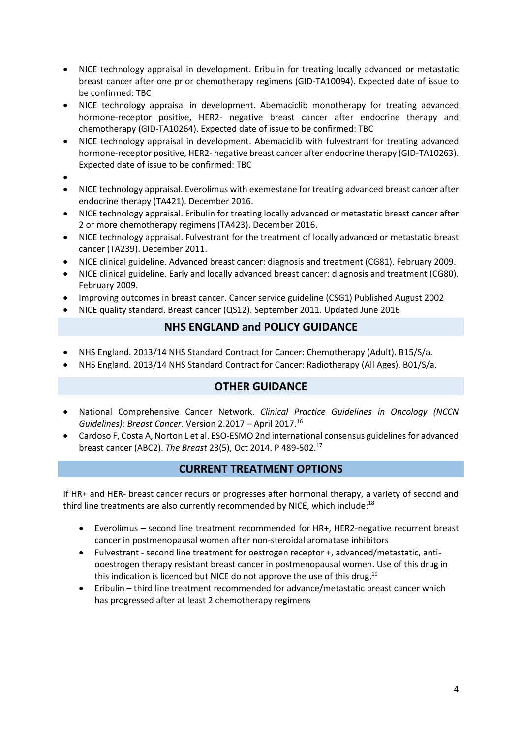- NICE technology appraisal in development. Eribulin for treating locally advanced or metastatic breast cancer after one prior chemotherapy regimens (GID-TA10094). Expected date of issue to be confirmed: TBC
- NICE technology appraisal in development. Abemaciclib monotherapy for treating advanced hormone-receptor positive, HER2- negative breast cancer after endocrine therapy and chemotherapy (GID-TA10264). Expected date of issue to be confirmed: TBC
- NICE technology appraisal in development. Abemaciclib with fulvestrant for treating advanced hormone-receptor positive, HER2- negative breast cancer after endocrine therapy (GID-TA10263). Expected date of issue to be confirmed: TBC
- 
- NICE technology appraisal. Everolimus with exemestane for treating advanced breast cancer after endocrine therapy (TA421). December 2016.
- NICE technology appraisal. Eribulin for treating locally advanced or metastatic breast cancer after 2 or more chemotherapy regimens (TA423). December 2016.
- NICE technology appraisal. Fulvestrant for the treatment of locally advanced or metastatic breast cancer (TA239). December 2011.
- NICE clinical guideline. Advanced breast cancer: diagnosis and treatment (CG81). February 2009.
- NICE clinical guideline. Early and locally advanced breast cancer: diagnosis and treatment (CG80). February 2009.
- Improving outcomes in breast cancer. Cancer service guideline (CSG1) Published August 2002
- NICE quality standard. Breast cancer (QS12). September 2011. Updated June 2016

## NHS ENGLAND and POLICY GUIDANCE

- NHS England. 2013/14 NHS Standard Contract for Cancer: Chemotherapy (Adult). B15/S/a.
- NHS England. 2013/14 NHS Standard Contract for Cancer: Radiotherapy (All Ages). B01/S/a.

## OTHER GUIDANCE

- National Comprehensive Cancer Network. *Clinical Practice Guidelines in Oncology (NCCN Guidelines): Breast Cancer*. Version 2.2017 – April 2017.[16]
- Cardoso F, Costa A, Norton L et al. ESO-ESMO 2nd international consensus guidelines for advanced breast cancer (ABC2). *The Breast* 23(5), Oct 2014. P 489-502.[17]

## CURRENT TREATMENT OPTIONS

If HR+ and HER- breast cancer recurs or progresses after hormonal therapy, a variety of second and third line treatments are also currently recommended by NICE, which include:[18]

- Everolimus – second line treatment recommended for HR+, HER2-negative recurrent breast cancer in postmenopausal women after non-steroidal aromatase inhibitors
- Fulvestrant - second line treatment for oestrogen receptor +, advanced/metastatic, anti-ooestrogen therapy resistant breast cancer in postmenopausal women. Use of this drug in this indication is licenced but NICE do not approve the use of this drug.[19]
- Eribulin – third line treatment recommended for advance/metastatic breast cancer which has progressed after at least 2 chemotherapy regimens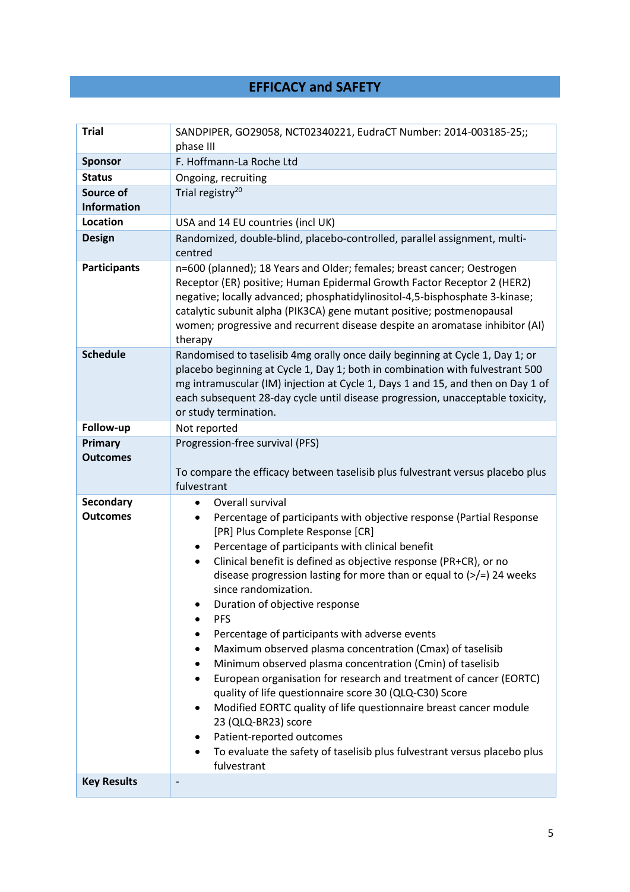## EFFICACY and SAFETY

| Trial | SANDPIPER, GO29058, NCT02340221, EudraCT Number: 2014-003185-25;; phase III |
|---|---|
| Sponsor | F. Hoffmann-La Roche Ltd |
| Status | Ongoing, recruiting |
| Source of Information | Trial registry[20] |
| Location | USA and 14 EU countries (incl UK) |
| Design | Randomized, double-blind, placebo-controlled, parallel assignment, multi-centred |
| Participants | n=600 (planned); 18 Years and Older; females; breast cancer; Oestrogen Receptor (ER) positive; Human Epidermal Growth Factor Receptor 2 (HER2) negative; locally advanced; phosphatidylinositol-4,5-bisphosphate 3-kinase; catalytic subunit alpha (PIK3CA) gene mutant positive; postmenopausal women; progressive and recurrent disease despite an aromatase inhibitor (AI) therapy |
| Schedule | Randomised to taselisib 4mg orally once daily beginning at Cycle 1, Day 1; or placebo beginning at Cycle 1, Day 1; both in combination with fulvestrant 500 mg intramuscular (IM) injection at Cycle 1, Days 1 and 15, and then on Day 1 of each subsequent 28-day cycle until disease progression, unacceptable toxicity, or study termination. |
| Follow-up | Not reported |
| Primary Outcomes | Progression-free survival (PFS)<br><br>To compare the efficacy between taselisib plus fulvestrant versus placebo plus fulvestrant |
| Secondary Outcomes | • Overall survival<br>• Percentage of participants with objective response (Partial Response [PR] Plus Complete Response [CR]<br>• Percentage of participants with clinical benefit<br>• Clinical benefit is defined as objective response (PR+CR), or no disease progression lasting for more than or equal to (>/=) 24 weeks since randomization.<br>• Duration of objective response<br>• PFS<br>• Percentage of participants with adverse events<br>• Maximum observed plasma concentration (Cmax) of taselisib<br>• Minimum observed plasma concentration (Cmin) of taselisib<br>• European organisation for research and treatment of cancer (EORTC) quality of life questionnaire score 30 (QLQ-C30) Score<br>• Modified EORTC quality of life questionnaire breast cancer module 23 (QLQ-BR23) score<br>• Patient-reported outcomes<br>• To evaluate the safety of taselisib plus fulvestrant versus placebo plus fulvestrant |
| Key Results | - |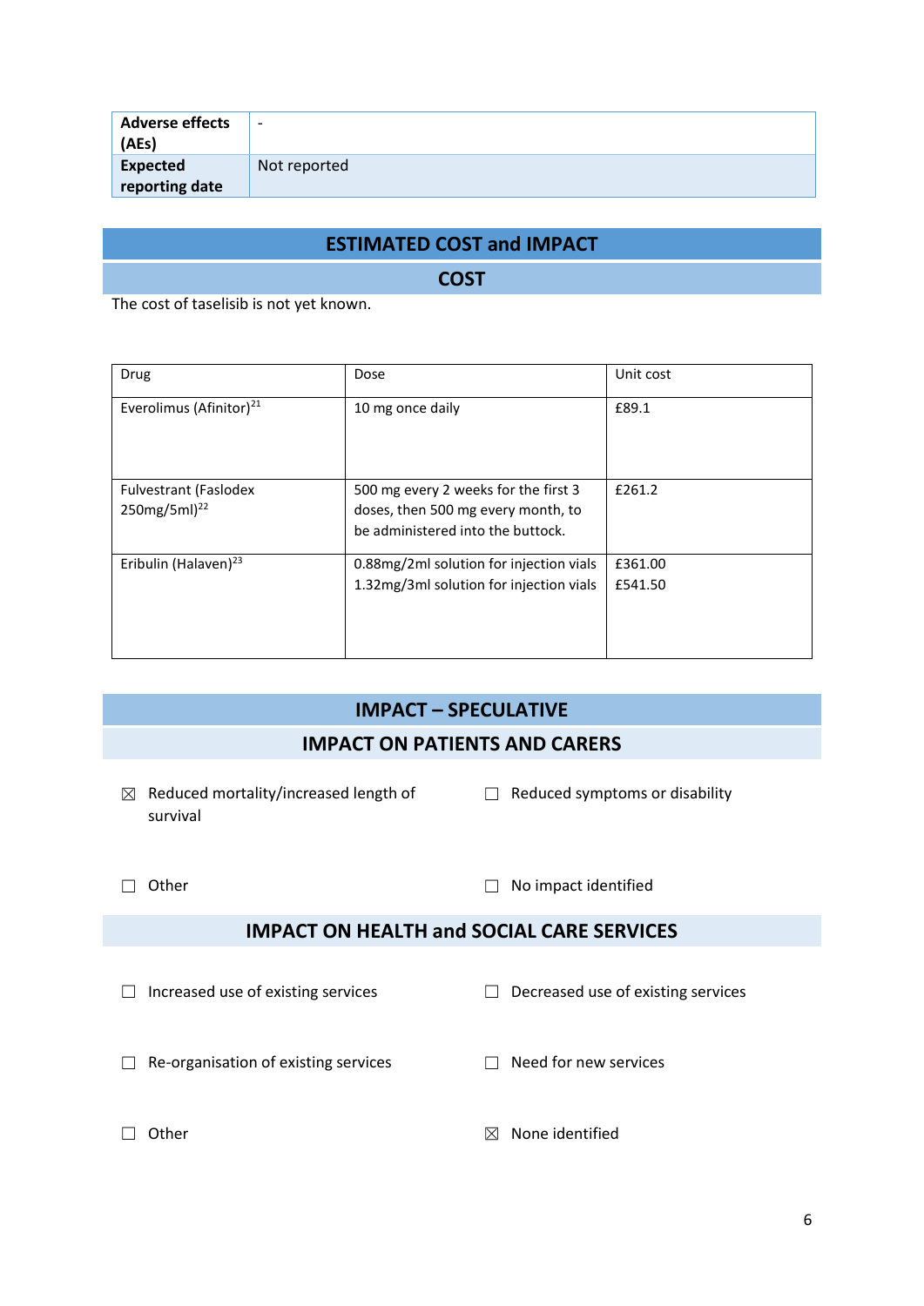| | |
|---|---|
| **Adverse effects (AEs)** | - |
| **Expected reporting date** | Not reported |

## ESTIMATED COST and IMPACT

### COST

The cost of taselisib is not yet known.

| Drug | Dose | Unit cost |
|---|---|---|
| Everolimus (Afinitor)[21] | 10 mg once daily | £89.1 |
| Fulvestrant (Faslodex 250mg/5ml)[22] | 500 mg every 2 weeks for the first 3 doses, then 500 mg every month, to be administered into the buttock. | £261.2 |
| Eribulin (Halaven)[23] | 0.88mg/2ml solution for injection vials<br>1.32mg/3ml solution for injection vials | £361.00<br>£541.50 |

## IMPACT – SPECULATIVE

### IMPACT ON PATIENTS AND CARERS

☒ Reduced mortality/increased length of survival

☐ Reduced symptoms or disability

☐ Other

☐ No impact identified

### IMPACT ON HEALTH and SOCIAL CARE SERVICES

☐ Increased use of existing services

☐ Decreased use of existing services

☐ Re-organisation of existing services

☐ Need for new services

☐ Other

☒ None identified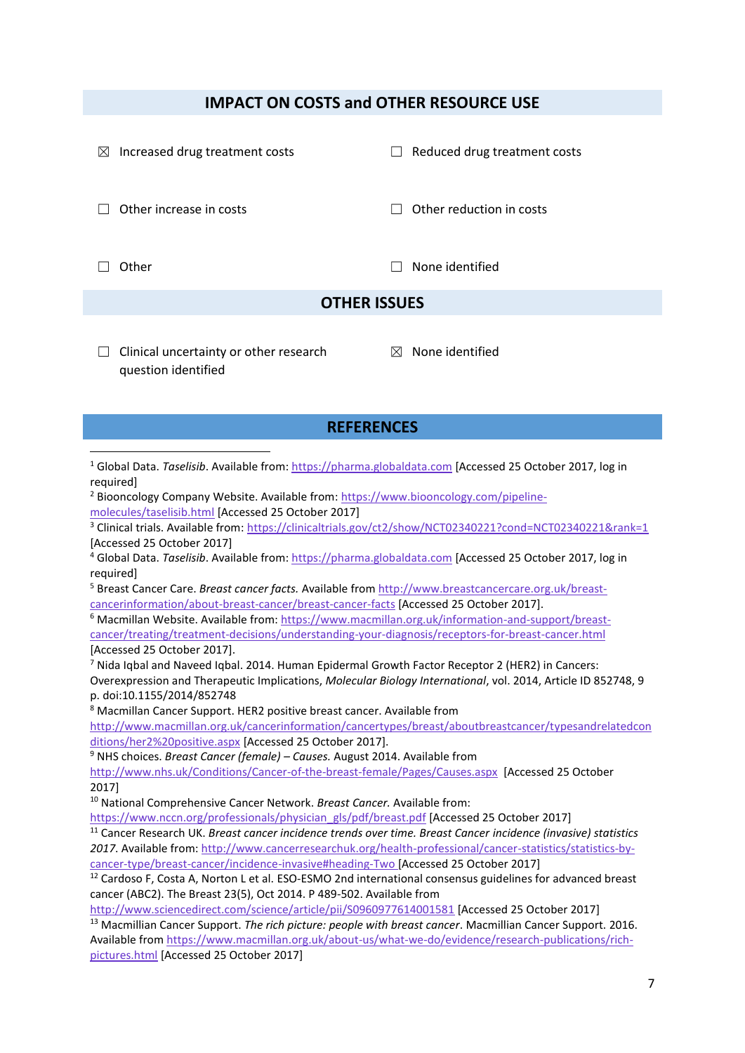## IMPACT ON COSTS and OTHER RESOURCE USE

☒ Increased drug treatment costs

☐ Reduced drug treatment costs

☐ Other increase in costs

☐ Other reduction in costs

☐ Other

☐ None identified

## OTHER ISSUES

☐ Clinical uncertainty or other research question identified

☒ None identified

## REFERENCES

[1] Global Data. *Taselisib*. Available from: https://pharma.globaldata.com [Accessed 25 October 2017, log in required]

[2] Biooncology Company Website. Available from: https://www.biooncology.com/pipeline-molecules/taselisib.html [Accessed 25 October 2017]

[3] Clinical trials. Available from: https://clinicaltrials.gov/ct2/show/NCT02340221?cond=NCT02340221&rank=1 [Accessed 25 October 2017]

[4] Global Data. *Taselisib*. Available from: https://pharma.globaldata.com [Accessed 25 October 2017, log in required]

[5] Breast Cancer Care. *Breast cancer facts.* Available from http://www.breastcancercare.org.uk/breast-cancerinformation/about-breast-cancer/breast-cancer-facts [Accessed 25 October 2017].

[6] Macmillan Website. Available from: https://www.macmillan.org.uk/information-and-support/breast-cancer/treating/treatment-decisions/understanding-your-diagnosis/receptors-for-breast-cancer.html [Accessed 25 October 2017].

[7] Nida Iqbal and Naveed Iqbal. 2014. Human Epidermal Growth Factor Receptor 2 (HER2) in Cancers: Overexpression and Therapeutic Implications, *Molecular Biology International*, vol. 2014, Article ID 852748, 9 p. doi:10.1155/2014/852748

[8] Macmillan Cancer Support. HER2 positive breast cancer. Available from http://www.macmillan.org.uk/cancerinformation/cancertypes/breast/aboutbreastcancer/typesandrelatedconditions/her2%20positive.aspx [Accessed 25 October 2017].

[9] NHS choices. *Breast Cancer (female) – Causes.* August 2014. Available from http://www.nhs.uk/Conditions/Cancer-of-the-breast-female/Pages/Causes.aspx [Accessed 25 October 2017]

[10] National Comprehensive Cancer Network. *Breast Cancer.* Available from: https://www.nccn.org/professionals/physician_gls/pdf/breast.pdf [Accessed 25 October 2017]

[11] Cancer Research UK. *Breast cancer incidence trends over time. Breast Cancer incidence (invasive) statistics 2017.* Available from: http://www.cancerresearchuk.org/health-professional/cancer-statistics/statistics-by-cancer-type/breast-cancer/incidence-invasive#heading-Two [Accessed 25 October 2017]

[12] Cardoso F, Costa A, Norton L et al. ESO-ESMO 2nd international consensus guidelines for advanced breast cancer (ABC2). The Breast 23(5), Oct 2014. P 489-502. Available from http://www.sciencedirect.com/science/article/pii/S0960977614001581 [Accessed 25 October 2017]

[13] Macmillian Cancer Support. *The rich picture: people with breast cancer*. Macmillan Cancer Support. 2016. Available from https://www.macmillan.org.uk/about-us/what-we-do/evidence/research-publications/rich-pictures.html [Accessed 25 October 2017]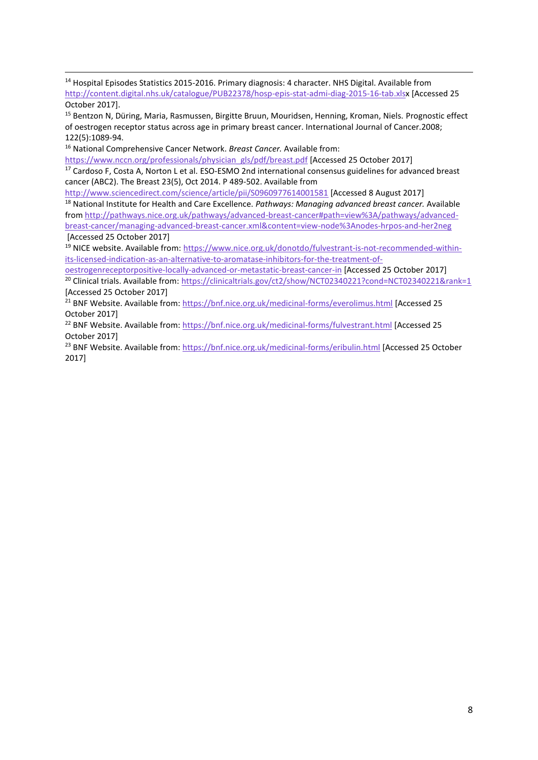[14] Hospital Episodes Statistics 2015-2016. Primary diagnosis: 4 character. NHS Digital. Available from http://content.digital.nhs.uk/catalogue/PUB22378/hosp-epis-stat-admi-diag-2015-16-tab.xlsx [Accessed 25 October 2017].

[15] Bentzon N, Düring, Maria, Rasmussen, Birgitte Bruun, Mouridsen, Henning, Kroman, Niels. Prognostic effect of oestrogen receptor status across age in primary breast cancer. International Journal of Cancer.2008; 122(5):1089-94.

[16] National Comprehensive Cancer Network. *Breast Cancer.* Available from: https://www.nccn.org/professionals/physician_gls/pdf/breast.pdf [Accessed 25 October 2017]

[17] Cardoso F, Costa A, Norton L et al. ESO-ESMO 2nd international consensus guidelines for advanced breast cancer (ABC2). The Breast 23(5), Oct 2014. P 489-502. Available from http://www.sciencedirect.com/science/article/pii/S0960977614001581 [Accessed 8 August 2017]

[18] National Institute for Health and Care Excellence. *Pathways: Managing advanced breast cancer.* Available from http://pathways.nice.org.uk/pathways/advanced-breast-cancer#path=view%3A/pathways/advanced-breast-cancer/managing-advanced-breast-cancer.xml&content=view-node%3Anodes-hrpos-and-her2neg [Accessed 25 October 2017]

[19] NICE website. Available from: https://www.nice.org.uk/donotdo/fulvestrant-is-not-recommended-within-its-licensed-indication-as-an-alternative-to-aromatase-inhibitors-for-the-treatment-of-oestrogenreceptorpositive-locally-advanced-or-metastatic-breast-cancer-in [Accessed 25 October 2017]

[20] Clinical trials. Available from: https://clinicaltrials.gov/ct2/show/NCT02340221?cond=NCT02340221&rank=1 [Accessed 25 October 2017]

[21] BNF Website. Available from: https://bnf.nice.org.uk/medicinal-forms/everolimus.html [Accessed 25 October 2017]

[22] BNF Website. Available from: https://bnf.nice.org.uk/medicinal-forms/fulvestrant.html [Accessed 25 October 2017]

[23] BNF Website. Available from: https://bnf.nice.org.uk/medicinal-forms/eribulin.html [Accessed 25 October 2017]